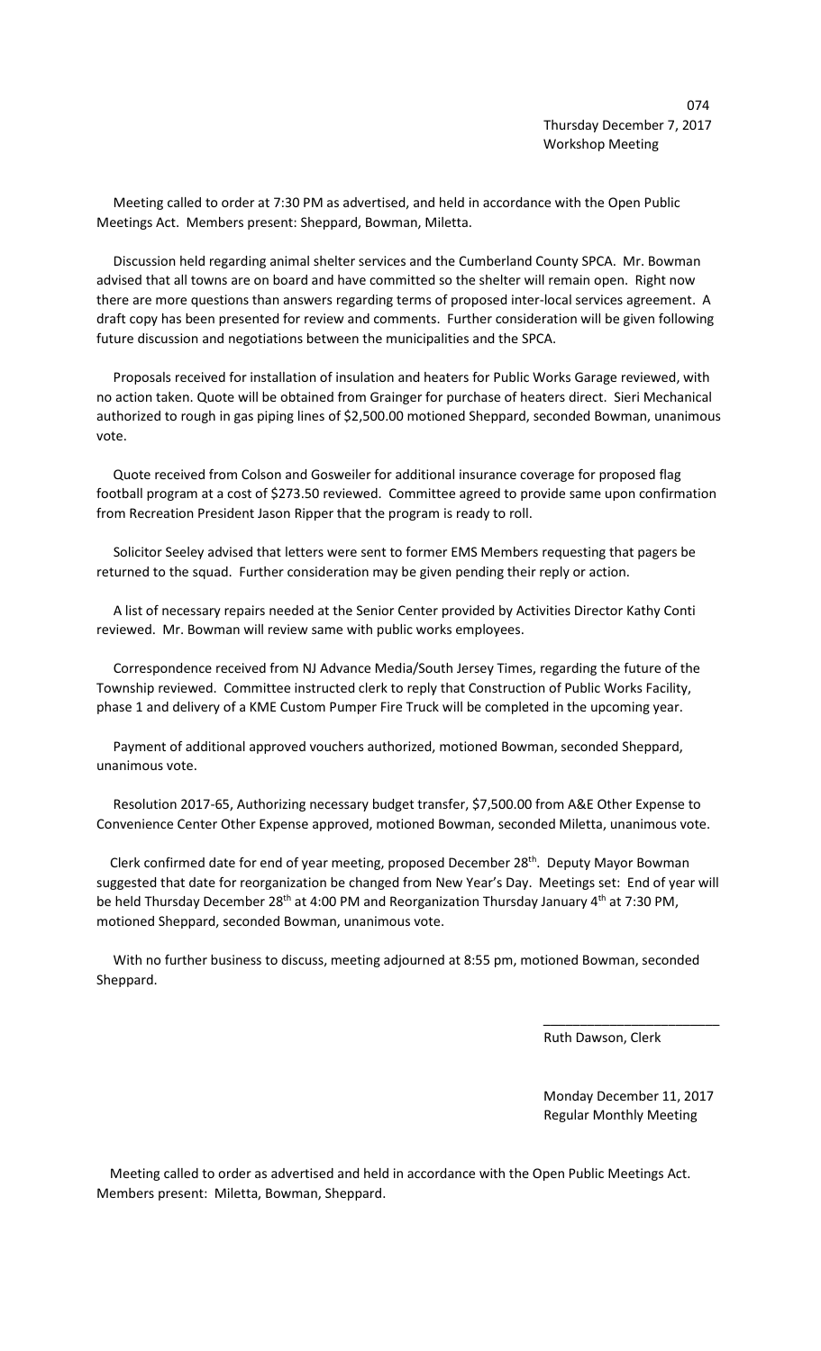Thursday December 7, 2017
Workshop Meeting

Meeting called to order at 7:30 PM as advertised, and held in accordance with the Open Public Meetings Act. Members present: Sheppard, Bowman, Miletta.

Discussion held regarding animal shelter services and the Cumberland County SPCA. Mr. Bowman advised that all towns are on board and have committed so the shelter will remain open. Right now there are more questions than answers regarding terms of proposed inter-local services agreement. A draft copy has been presented for review and comments. Further consideration will be given following future discussion and negotiations between the municipalities and the SPCA.

Proposals received for installation of insulation and heaters for Public Works Garage reviewed, with no action taken. Quote will be obtained from Grainger for purchase of heaters direct. Sieri Mechanical authorized to rough in gas piping lines of $2,500.00 motioned Sheppard, seconded Bowman, unanimous vote.

Quote received from Colson and Gosweiler for additional insurance coverage for proposed flag football program at a cost of $273.50 reviewed. Committee agreed to provide same upon confirmation from Recreation President Jason Ripper that the program is ready to roll.

Solicitor Seeley advised that letters were sent to former EMS Members requesting that pagers be returned to the squad. Further consideration may be given pending their reply or action.

A list of necessary repairs needed at the Senior Center provided by Activities Director Kathy Conti reviewed. Mr. Bowman will review same with public works employees.

Correspondence received from NJ Advance Media/South Jersey Times, regarding the future of the Township reviewed. Committee instructed clerk to reply that Construction of Public Works Facility, phase 1 and delivery of a KME Custom Pumper Fire Truck will be completed in the upcoming year.

Payment of additional approved vouchers authorized, motioned Bowman, seconded Sheppard, unanimous vote.

Resolution 2017-65, Authorizing necessary budget transfer, $7,500.00 from A&E Other Expense to Convenience Center Other Expense approved, motioned Bowman, seconded Miletta, unanimous vote.

Clerk confirmed date for end of year meeting, proposed December 28th. Deputy Mayor Bowman suggested that date for reorganization be changed from New Year's Day. Meetings set: End of year will be held Thursday December 28th at 4:00 PM and Reorganization Thursday January 4th at 7:30 PM, motioned Sheppard, seconded Bowman, unanimous vote.

With no further business to discuss, meeting adjourned at 8:55 pm, motioned Bowman, seconded Sheppard.

\_\_\_\_\_\_\_\_\_\_\_\_\_\_\_\_\_\_\_\_\_\_\_\_

Ruth Dawson, Clerk

Monday December 11, 2017
Regular Monthly Meeting

Meeting called to order as advertised and held in accordance with the Open Public Meetings Act. Members present: Miletta, Bowman, Sheppard.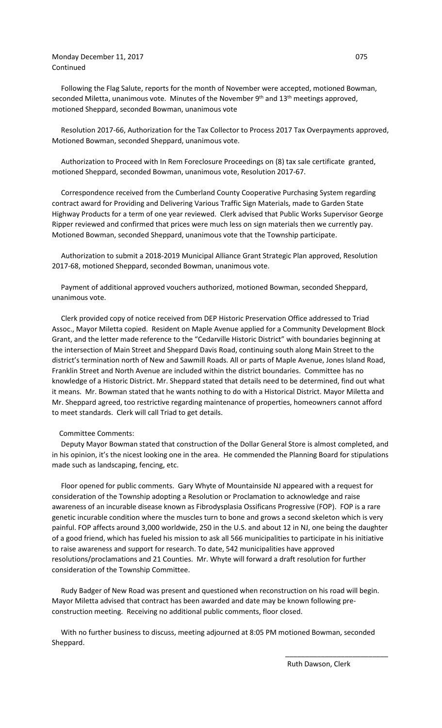Monday December 11, 2017
Continued

Following the Flag Salute, reports for the month of November were accepted, motioned Bowman, seconded Miletta, unanimous vote. Minutes of the November 9th and 13th meetings approved, motioned Sheppard, seconded Bowman, unanimous vote

Resolution 2017-66, Authorization for the Tax Collector to Process 2017 Tax Overpayments approved, Motioned Bowman, seconded Sheppard, unanimous vote.

Authorization to Proceed with In Rem Foreclosure Proceedings on (8) tax sale certificate granted, motioned Sheppard, seconded Bowman, unanimous vote, Resolution 2017-67.

Correspondence received from the Cumberland County Cooperative Purchasing System regarding contract award for Providing and Delivering Various Traffic Sign Materials, made to Garden State Highway Products for a term of one year reviewed. Clerk advised that Public Works Supervisor George Ripper reviewed and confirmed that prices were much less on sign materials then we currently pay. Motioned Bowman, seconded Sheppard, unanimous vote that the Township participate.

Authorization to submit a 2018-2019 Municipal Alliance Grant Strategic Plan approved, Resolution 2017-68, motioned Sheppard, seconded Bowman, unanimous vote.

Payment of additional approved vouchers authorized, motioned Bowman, seconded Sheppard, unanimous vote.

Clerk provided copy of notice received from DEP Historic Preservation Office addressed to Triad Assoc., Mayor Miletta copied. Resident on Maple Avenue applied for a Community Development Block Grant, and the letter made reference to the "Cedarville Historic District" with boundaries beginning at the intersection of Main Street and Sheppard Davis Road, continuing south along Main Street to the district's termination north of New and Sawmill Roads. All or parts of Maple Avenue, Jones Island Road, Franklin Street and North Avenue are included within the district boundaries. Committee has no knowledge of a Historic District. Mr. Sheppard stated that details need to be determined, find out what it means. Mr. Bowman stated that he wants nothing to do with a Historical District. Mayor Miletta and Mr. Sheppard agreed, too restrictive regarding maintenance of properties, homeowners cannot afford to meet standards. Clerk will call Triad to get details.

Committee Comments:

Deputy Mayor Bowman stated that construction of the Dollar General Store is almost completed, and in his opinion, it's the nicest looking one in the area. He commended the Planning Board for stipulations made such as landscaping, fencing, etc.

Floor opened for public comments. Gary Whyte of Mountainside NJ appeared with a request for consideration of the Township adopting a Resolution or Proclamation to acknowledge and raise awareness of an incurable disease known as Fibrodysplasia Ossificans Progressive (FOP). FOP is a rare genetic incurable condition where the muscles turn to bone and grows a second skeleton which is very painful. FOP affects around 3,000 worldwide, 250 in the U.S. and about 12 in NJ, one being the daughter of a good friend, which has fueled his mission to ask all 566 municipalities to participate in his initiative to raise awareness and support for research. To date, 542 municipalities have approved resolutions/proclamations and 21 Counties. Mr. Whyte will forward a draft resolution for further consideration of the Township Committee.

Rudy Badger of New Road was present and questioned when reconstruction on his road will begin. Mayor Miletta advised that contract has been awarded and date may be known following pre-construction meeting. Receiving no additional public comments, floor closed.

With no further business to discuss, meeting adjourned at 8:05 PM motioned Bowman, seconded Sheppard.

\_\_\_\_\_\_\_\_\_\_\_\_\_\_\_\_\_\_\_\_\_\_\_\_\_\_\_

Ruth Dawson, Clerk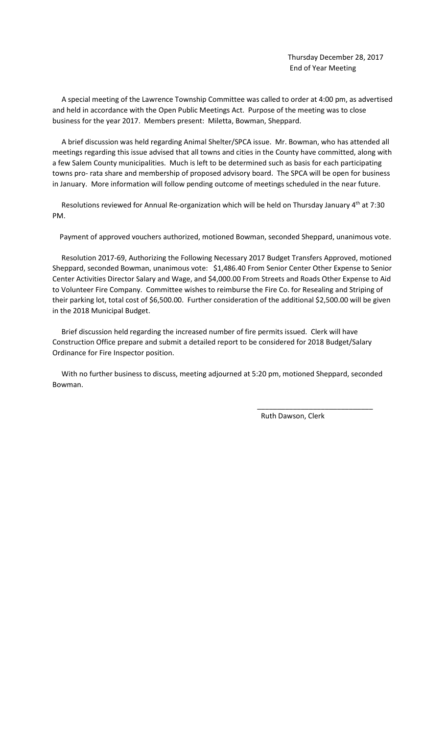Thursday December 28, 2017
End of Year Meeting

A special meeting of the Lawrence Township Committee was called to order at 4:00 pm, as advertised and held in accordance with the Open Public Meetings Act. Purpose of the meeting was to close business for the year 2017. Members present: Miletta, Bowman, Sheppard.

A brief discussion was held regarding Animal Shelter/SPCA issue. Mr. Bowman, who has attended all meetings regarding this issue advised that all towns and cities in the County have committed, along with a few Salem County municipalities. Much is left to be determined such as basis for each participating towns pro- rata share and membership of proposed advisory board. The SPCA will be open for business in January. More information will follow pending outcome of meetings scheduled in the near future.

Resolutions reviewed for Annual Re-organization which will be held on Thursday January 4th at 7:30 PM.

Payment of approved vouchers authorized, motioned Bowman, seconded Sheppard, unanimous vote.

Resolution 2017-69, Authorizing the Following Necessary 2017 Budget Transfers Approved, motioned Sheppard, seconded Bowman, unanimous vote: $1,486.40 From Senior Center Other Expense to Senior Center Activities Director Salary and Wage, and $4,000.00 From Streets and Roads Other Expense to Aid to Volunteer Fire Company. Committee wishes to reimburse the Fire Co. for Resealing and Striping of their parking lot, total cost of $6,500.00. Further consideration of the additional $2,500.00 will be given in the 2018 Municipal Budget.

Brief discussion held regarding the increased number of fire permits issued. Clerk will have Construction Office prepare and submit a detailed report to be considered for 2018 Budget/Salary Ordinance for Fire Inspector position.

With no further business to discuss, meeting adjourned at 5:20 pm, motioned Sheppard, seconded Bowman.

_____________________________

Ruth Dawson, Clerk